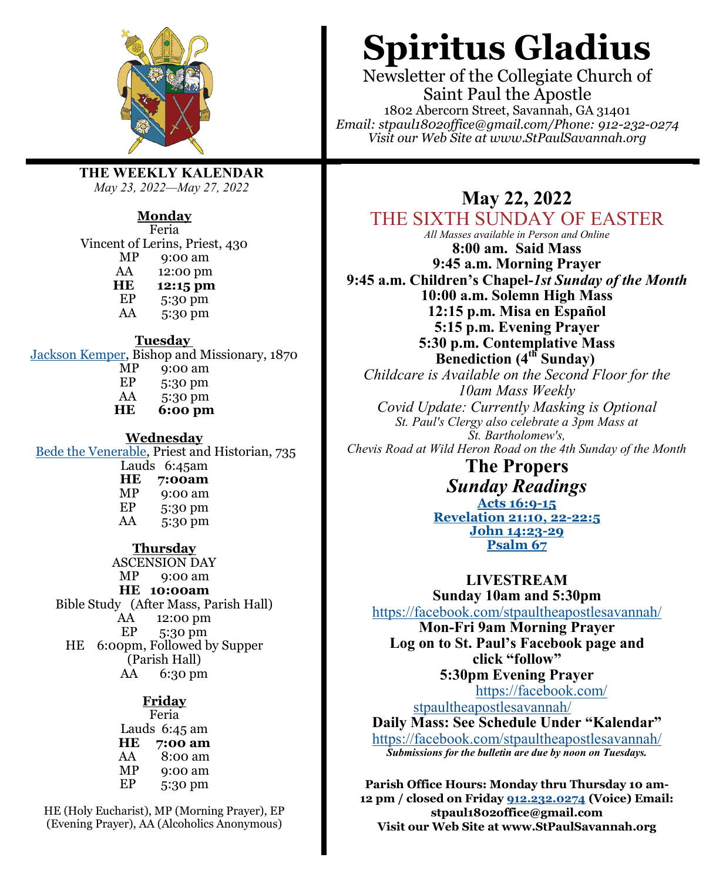# Spiritus Gladius

Newsletter of the Collegiate Church of Saint Paul the Apostle

1802 Abercorn Street, Savannah, GA 31401

*Email: stpaul1802office@gmail.com/Phone: 912-232-0274*

*Visit our Web Site at www.StPaulSavannah.org*

## THE WEEKLY KALENDAR

*May 23, 2022—May 27, 2022*

### Monday

Feria

Vincent of Lerins, Priest, 430

| | |
|---|---|
| MP | 9:00 am |
| AA | 12:00 pm |
| **HE** | **12:15 pm** |
| EP | 5:30 pm |
| AA | 5:30 pm |

### Tuesday

Jackson Kemper, Bishop and Missionary, 1870

| | |
|---|---|
| MP | 9:00 am |
| EP | 5:30 pm |
| AA | 5:30 pm |
| **HE** | **6:00 pm** |

### Wednesday

Bede the Venerable, Priest and Historian, 735

| | |
|---|---|
| Lauds | 6:45am |
| **HE** | **7:00am** |
| MP | 9:00 am |
| EP | 5:30 pm |
| AA | 5:30 pm |

### Thursday

ASCENSION DAY

MP 9:00 am

**HE 10:00am**

Bible Study (After Mass, Parish Hall)

AA 12:00 pm

EP 5:30 pm

HE 6:00pm, Followed by Supper (Parish Hall)

AA 6:30 pm

### Friday

Feria

| | |
|---|---|
| Lauds | 6:45 am |
| **HE** | **7:00 am** |
| AA | 8:00 am |
| MP | 9:00 am |
| EP | 5:30 pm |

HE (Holy Eucharist), MP (Morning Prayer), EP (Evening Prayer), AA (Alcoholics Anonymous)

## May 22, 2022
## THE SIXTH SUNDAY OF EASTER

*All Masses available in Person and Online*

**8:00 am. Said Mass**

**9:45 a.m. Morning Prayer**

**9:45 a.m. Children's Chapel-*1st Sunday of the Month***

**10:00 a.m. Solemn High Mass**

**12:15 p.m. Misa en Español**

**5:15 p.m. Evening Prayer**

**5:30 p.m. Contemplative Mass**

**Benediction (4th Sunday)**

*Childcare is Available on the Second Floor for the 10am Mass Weekly*

*Covid Update: Currently Masking is Optional*

*St. Paul's Clergy also celebrate a 3pm Mass at St. Bartholomew's, Chevis Road at Wild Heron Road on the 4th Sunday of the Month*

## The Propers
### *Sunday Readings*

**Acts 16:9-15**

**Revelation 21:10, 22-22:5**

**John 14:23-29**

**Psalm 67**

### LIVESTREAM

**Sunday 10am and 5:30pm**

https://facebook.com/stpaultheapostlesavannah/

**Mon-Fri 9am Morning Prayer**

**Log on to St. Paul's Facebook page and click "follow"**

**5:30pm Evening Prayer**

https://facebook.com/stpaultheapostlesavannah/

**Daily Mass: See Schedule Under "Kalendar"**

https://facebook.com/stpaultheapostlesavannah/

***Submissions for the bulletin are due by noon on Tuesdays.***

**Parish Office Hours: Monday thru Thursday 10 am-12 pm / closed on Friday 912.232.0274 (Voice) Email: stpaul1802office@gmail.com**

**Visit our Web Site at www.StPaulSavannah.org**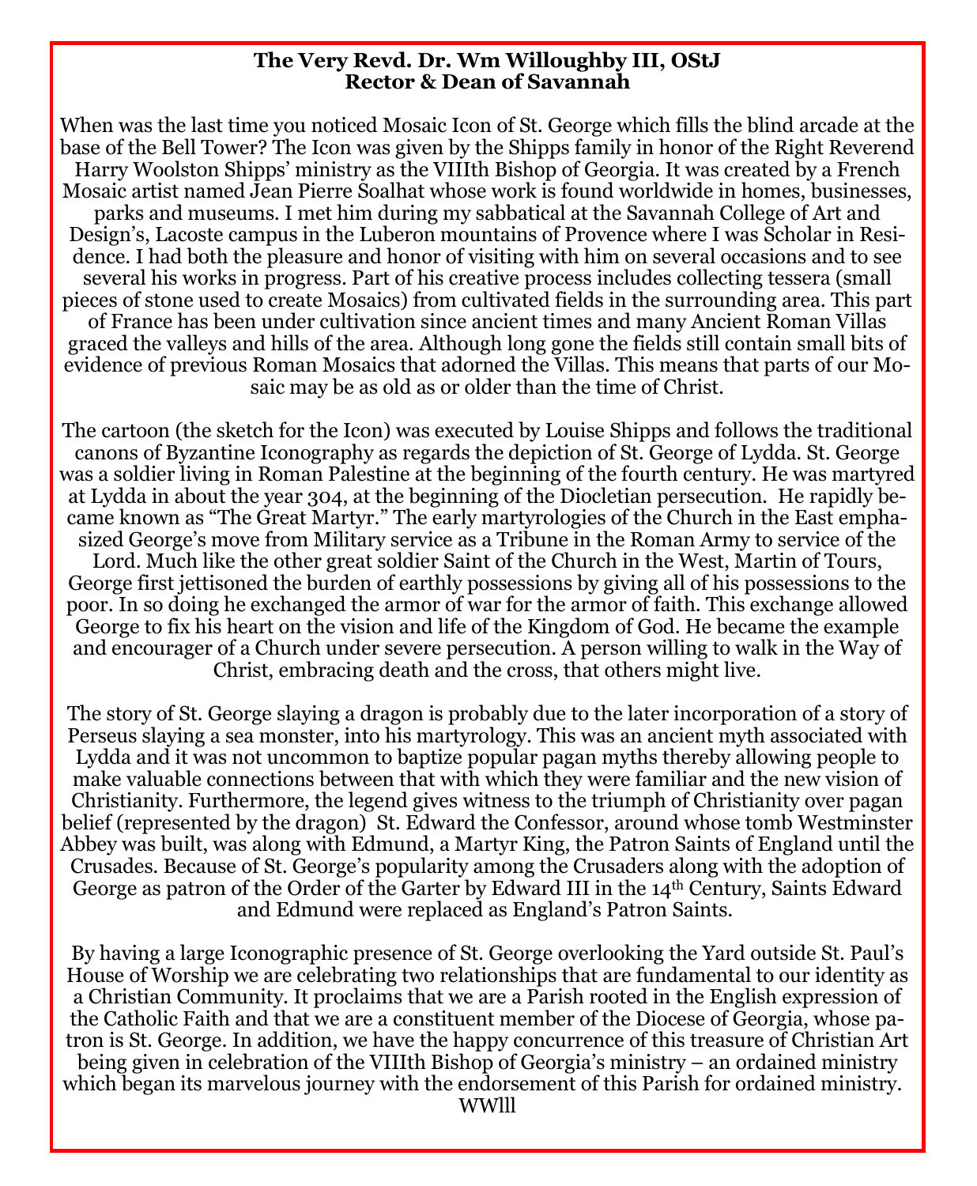**The Very Revd. Dr. Wm Willoughby III, OStJ**
**Rector & Dean of Savannah**

When was the last time you noticed Mosaic Icon of St. George which fills the blind arcade at the base of the Bell Tower? The Icon was given by the Shipps family in honor of the Right Reverend Harry Woolston Shipps' ministry as the VIIIth Bishop of Georgia. It was created by a French Mosaic artist named Jean Pierre Soalhat whose work is found worldwide in homes, businesses, parks and museums. I met him during my sabbatical at the Savannah College of Art and Design's, Lacoste campus in the Luberon mountains of Provence where I was Scholar in Residence. I had both the pleasure and honor of visiting with him on several occasions and to see several his works in progress. Part of his creative process includes collecting tessera (small pieces of stone used to create Mosaics) from cultivated fields in the surrounding area. This part of France has been under cultivation since ancient times and many Ancient Roman Villas graced the valleys and hills of the area. Although long gone the fields still contain small bits of evidence of previous Roman Mosaics that adorned the Villas. This means that parts of our Mosaic may be as old as or older than the time of Christ.

The cartoon (the sketch for the Icon) was executed by Louise Shipps and follows the traditional canons of Byzantine Iconography as regards the depiction of St. George of Lydda. St. George was a soldier living in Roman Palestine at the beginning of the fourth century. He was martyred at Lydda in about the year 304, at the beginning of the Diocletian persecution. He rapidly became known as "The Great Martyr." The early martyrologies of the Church in the East emphasized George's move from Military service as a Tribune in the Roman Army to service of the Lord. Much like the other great soldier Saint of the Church in the West, Martin of Tours, George first jettisoned the burden of earthly possessions by giving all of his possessions to the poor. In so doing he exchanged the armor of war for the armor of faith. This exchange allowed George to fix his heart on the vision and life of the Kingdom of God. He became the example and encourager of a Church under severe persecution. A person willing to walk in the Way of Christ, embracing death and the cross, that others might live.

The story of St. George slaying a dragon is probably due to the later incorporation of a story of Perseus slaying a sea monster, into his martyrology. This was an ancient myth associated with Lydda and it was not uncommon to baptize popular pagan myths thereby allowing people to make valuable connections between that with which they were familiar and the new vision of Christianity. Furthermore, the legend gives witness to the triumph of Christianity over pagan belief (represented by the dragon) St. Edward the Confessor, around whose tomb Westminster Abbey was built, was along with Edmund, a Martyr King, the Patron Saints of England until the Crusades. Because of St. George's popularity among the Crusaders along with the adoption of George as patron of the Order of the Garter by Edward III in the 14th Century, Saints Edward and Edmund were replaced as England's Patron Saints.

By having a large Iconographic presence of St. George overlooking the Yard outside St. Paul's House of Worship we are celebrating two relationships that are fundamental to our identity as a Christian Community. It proclaims that we are a Parish rooted in the English expression of the Catholic Faith and that we are a constituent member of the Diocese of Georgia, whose patron is St. George. In addition, we have the happy concurrence of this treasure of Christian Art being given in celebration of the VIIIth Bishop of Georgia's ministry – an ordained ministry which began its marvelous journey with the endorsement of this Parish for ordained ministry.

WWIII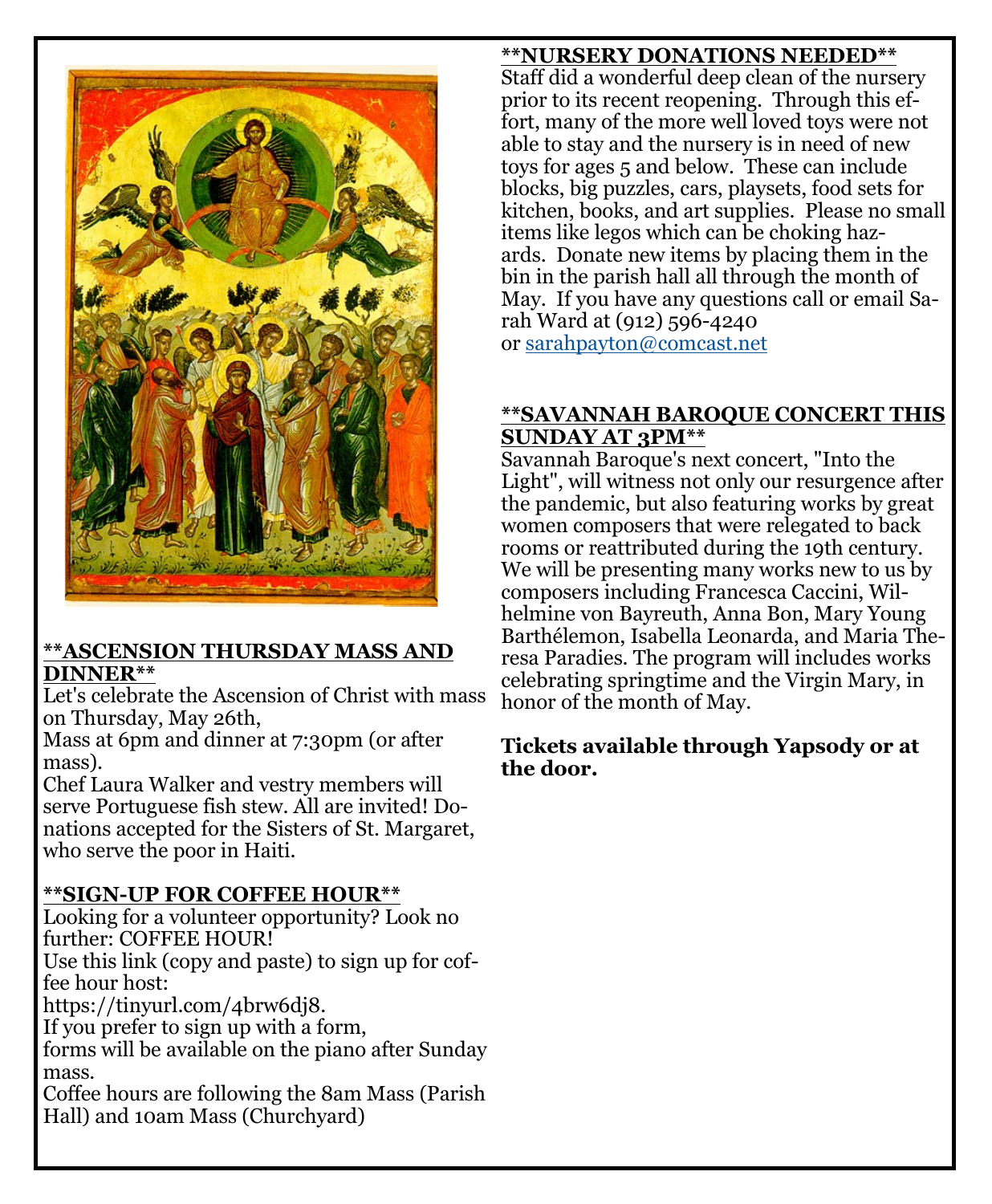**ASCENSION THURSDAY MASS AND DINNER**

Let's celebrate the Ascension of Christ with mass on Thursday, May 26th,
Mass at 6pm and dinner at 7:30pm (or after mass).
Chef Laura Walker and vestry members will serve Portuguese fish stew. All are invited! Donations accepted for the Sisters of St. Margaret, who serve the poor in Haiti.

**SIGN-UP FOR COFFEE HOUR**

Looking for a volunteer opportunity? Look no further: COFFEE HOUR!
Use this link (copy and paste) to sign up for coffee hour host:
https://tinyurl.com/4brw6dj8.
If you prefer to sign up with a form,
forms will be available on the piano after Sunday mass.
Coffee hours are following the 8am Mass (Parish Hall) and 10am Mass (Churchyard)

**NURSERY DONATIONS NEEDED**

Staff did a wonderful deep clean of the nursery prior to its recent reopening. Through this effort, many of the more well loved toys were not able to stay and the nursery is in need of new toys for ages 5 and below. These can include blocks, big puzzles, cars, playsets, food sets for kitchen, books, and art supplies. Please no small items like legos which can be choking hazards. Donate new items by placing them in the bin in the parish hall all through the month of May. If you have any questions call or email Sarah Ward at (912) 596-4240
or sarahpayton@comcast.net

**SAVANNAH BAROQUE CONCERT THIS SUNDAY AT 3PM**

Savannah Baroque's next concert, "Into the Light", will witness not only our resurgence after the pandemic, but also featuring works by great women composers that were relegated to back rooms or reattributed during the 19th century. We will be presenting many works new to us by composers including Francesca Caccini, Wilhelmine von Bayreuth, Anna Bon, Mary Young Barthélemon, Isabella Leonarda, and Maria Theresa Paradies. The program will includes works celebrating springtime and the Virgin Mary, in honor of the month of May.

**Tickets available through Yapsody or at the door.**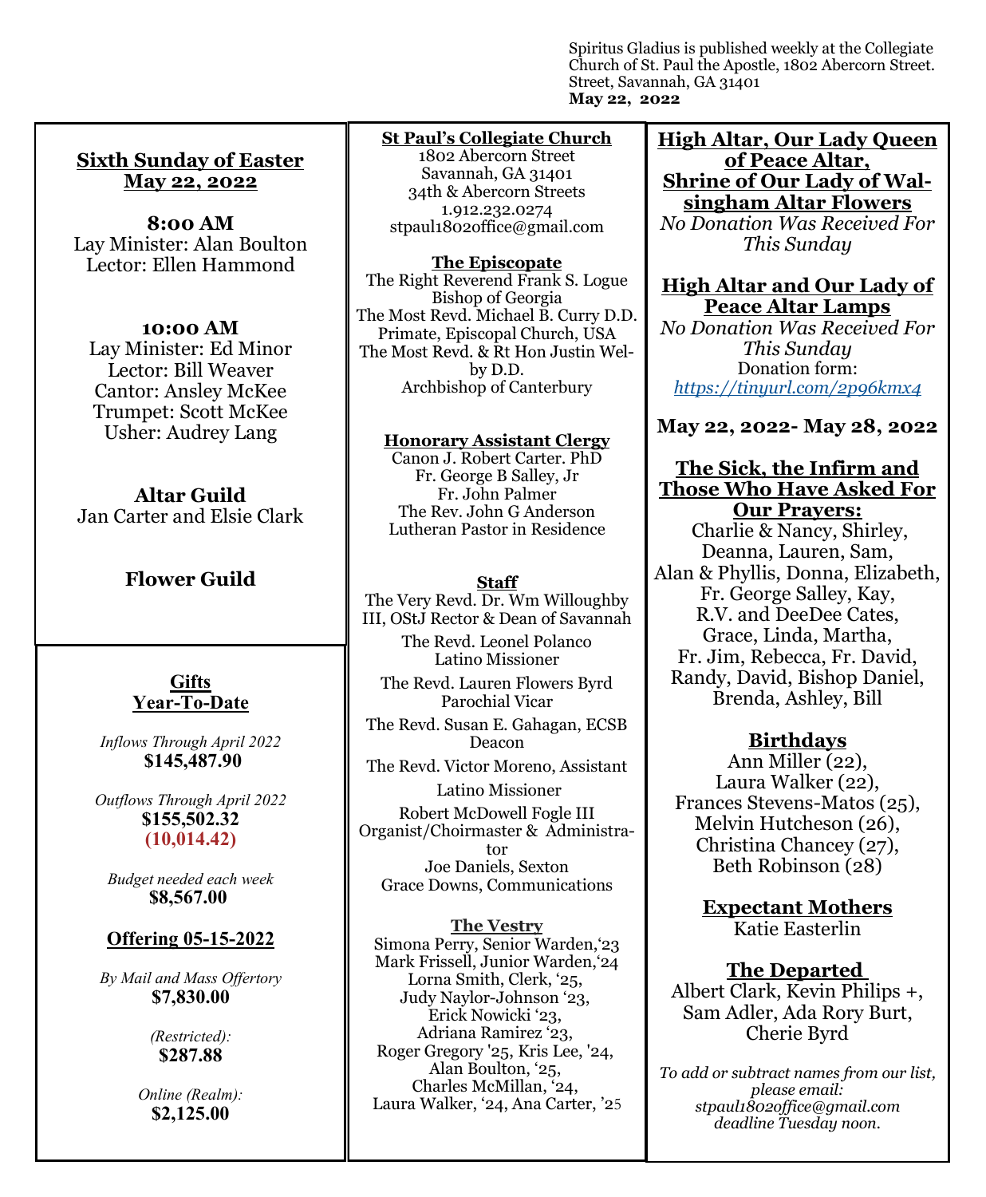Spiritus Gladius is published weekly at the Collegiate Church of St. Paul the Apostle, 1802 Abercorn Street. Street, Savannah, GA 31401
**May 22, 2022**

## Sixth Sunday of Easter May 22, 2022

**8:00 AM**
Lay Minister: Alan Boulton
Lector: Ellen Hammond

**10:00 AM**
Lay Minister: Ed Minor
Lector: Bill Weaver
Cantor: Ansley McKee
Trumpet: Scott McKee
Usher: Audrey Lang

**Altar Guild**
Jan Carter and Elsie Clark

**Flower Guild**

### Gifts Year-To-Date

*Inflows Through April 2022*
**$145,487.90**

*Outflows Through April 2022*
**$155,502.32**
**(10,014.42)**

*Budget needed each week*
**$8,567.00**

### Offering 05-15-2022

*By Mail and Mass Offertory*
**$7,830.00**

*(Restricted):*
**$287.88**

*Online (Realm):*
**$2,125.00**

### St Paul's Collegiate Church

1802 Abercorn Street
Savannah, GA 31401
34th & Abercorn Streets
1.912.232.0274
stpaul1802office@gmail.com

### The Episcopate

The Right Reverend Frank S. Logue
Bishop of Georgia
The Most Revd. Michael B. Curry D.D.
Primate, Episcopal Church, USA
The Most Revd. & Rt Hon Justin Welby D.D.
Archbishop of Canterbury

### Honorary Assistant Clergy

Canon J. Robert Carter. PhD
Fr. George B Salley, Jr
Fr. John Palmer
The Rev. John G Anderson
Lutheran Pastor in Residence

### Staff

The Very Revd. Dr. Wm Willoughby III, OStJ Rector & Dean of Savannah
The Revd. Leonel Polanco
Latino Missioner
The Revd. Lauren Flowers Byrd
Parochial Vicar
The Revd. Susan E. Gahagan, ECSB
Deacon
The Revd. Victor Moreno, Assistant
Latino Missioner
Robert McDowell Fogle III
Organist/Choirmaster & Administrator
Joe Daniels, Sexton
Grace Downs, Communications

### The Vestry

Simona Perry, Senior Warden,'23
Mark Frissell, Junior Warden,'24
Lorna Smith, Clerk, '25,
Judy Naylor-Johnson '23,
Erick Nowicki '23,
Adriana Ramirez '23,
Roger Gregory '25, Kris Lee, '24,
Alan Boulton, '25,
Charles McMillan, '24,
Laura Walker, '24, Ana Carter, '25

### High Altar, Our Lady Queen of Peace Altar, Shrine of Our Lady of Walsingham Altar Flowers

*No Donation Was Received For This Sunday*

### High Altar and Our Lady of Peace Altar Lamps

*No Donation Was Received For This Sunday*
Donation form:
*https://tinyurl.com/2p96kmx4*

**May 22, 2022- May 28, 2022**

### The Sick, the Infirm and Those Who Have Asked For Our Prayers:

Charlie & Nancy, Shirley, Deanna, Lauren, Sam, Alan & Phyllis, Donna, Elizabeth, Fr. George Salley, Kay, R.V. and DeeDee Cates, Grace, Linda, Martha, Fr. Jim, Rebecca, Fr. David, Randy, David, Bishop Daniel, Brenda, Ashley, Bill

### Birthdays

Ann Miller (22),
Laura Walker (22),
Frances Stevens-Matos (25),
Melvin Hutcheson (26),
Christina Chancey (27),
Beth Robinson (28)

### Expectant Mothers

Katie Easterlin

### The Departed

Albert Clark, Kevin Philips +, Sam Adler, Ada Rory Burt, Cherie Byrd

*To add or subtract names from our list, please email: stpaul1802office@gmail.com deadline Tuesday noon.*